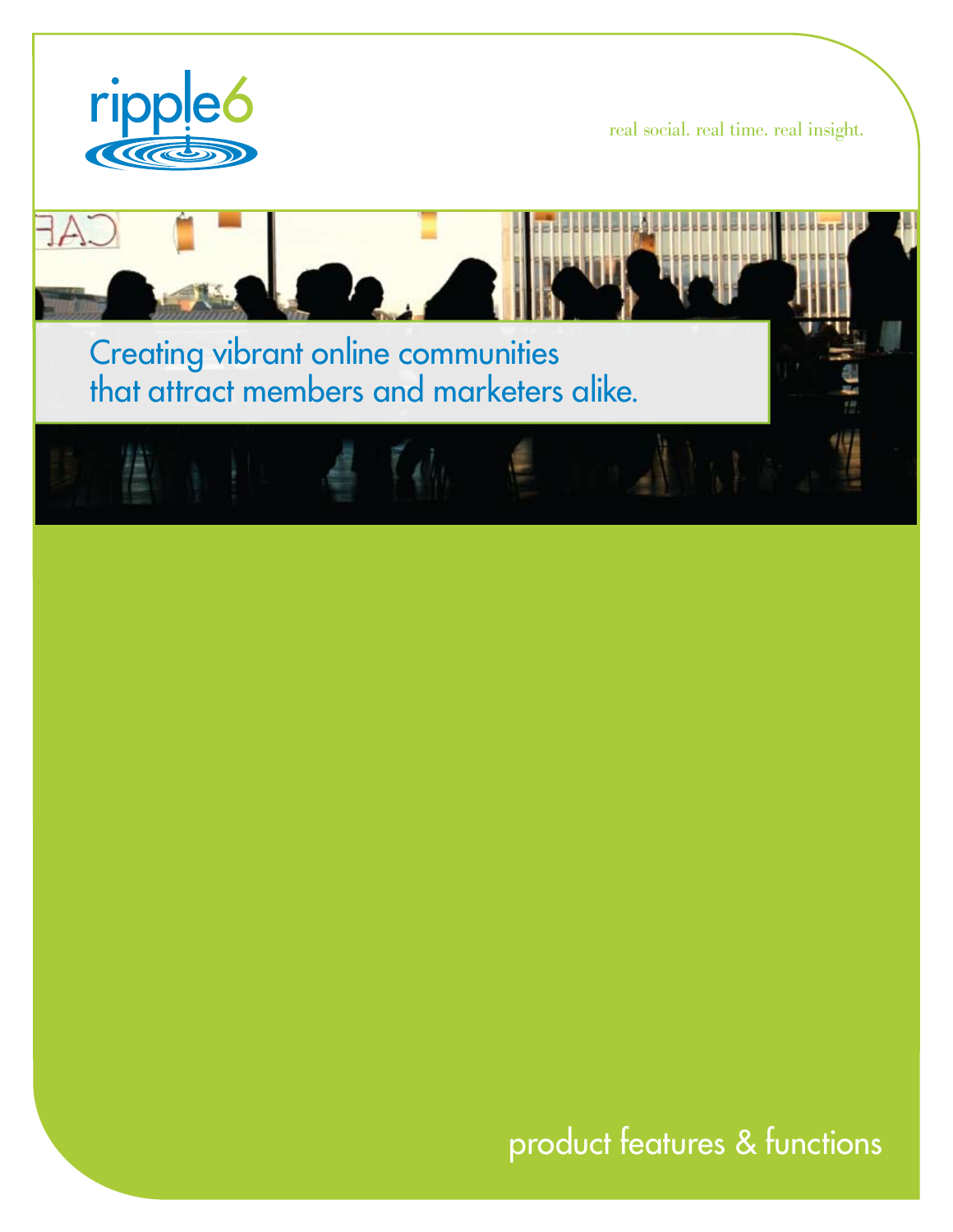# ripple6

real social. real time. real insight.

## Creating vibrant online communities that attract members and marketers alike.

product features & functions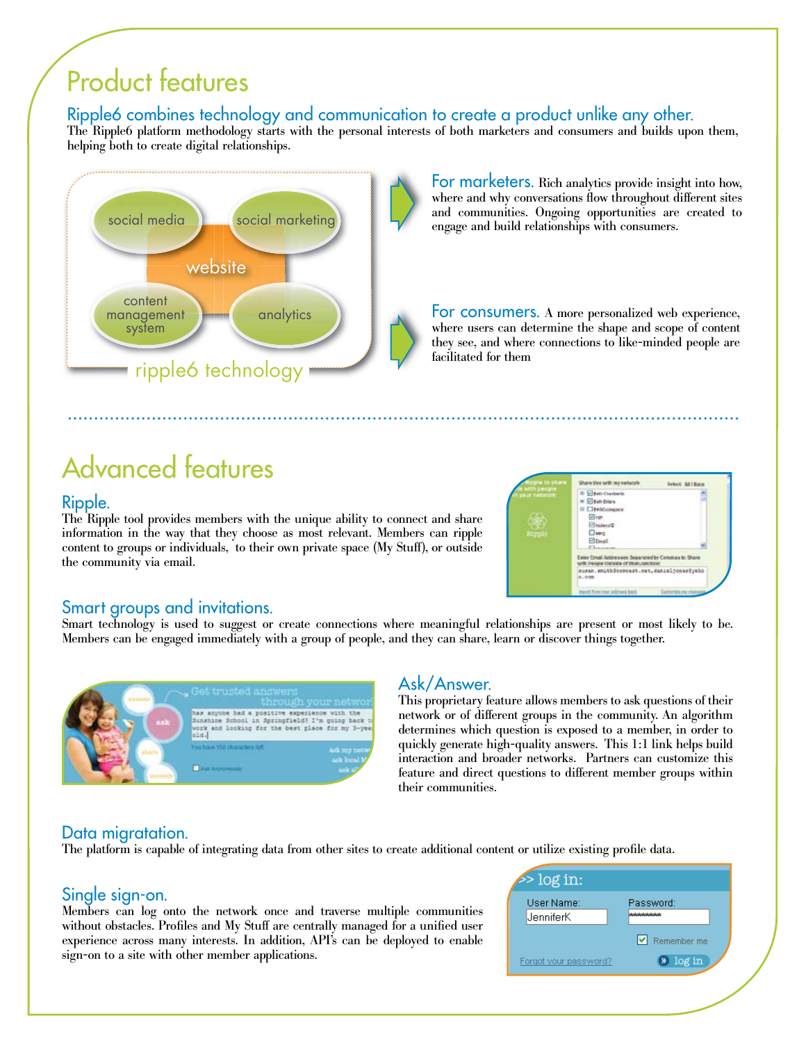# Product features

## Ripple6 combines technology and communication to create a product unlike any other.

The Ripple6 platform methodology starts with the personal interests of both marketers and consumers and builds upon them, helping both to create digital relationships.

social media

social marketing

website

content management system

analytics

ripple6 technology

**For marketers.** Rich analytics provide insight into how, where and why conversations flow throughout different sites and communities. Ongoing opportunities are created to engage and build relationships with consumers.

**For consumers.** A more personalized web experience, where users can determine the shape and scope of content they see, and where connections to like-minded people are facilitated for them

# Advanced features

## Ripple.

The Ripple tool provides members with the unique ability to connect and share information in the way that they choose as most relevant. Members can ripple content to groups or individuals, to their own private space (My Stuff), or outside the community via email.

## Smart groups and invitations.

Smart technology is used to suggest or create connections where meaningful relationships are present or most likely to be. Members can be engaged immediately with a group of people, and they can share, learn or discover things together.

## Ask/Answer.

This proprietary feature allows members to ask questions of their network or of different groups in the community. An algorithm determines which question is exposed to a member, in order to quickly generate high-quality answers. This 1:1 link helps build interaction and broader networks. Partners can customize this feature and direct questions to different member groups within their communities.

## Data migration.

The platform is capable of integrating data from other sites to create additional content or utilize existing profile data.

## Single sign-on.

Members can log onto the network once and traverse multiple communities without obstacles. Profiles and My Stuff are centrally managed for a unified user experience across many interests. In addition, API's can be deployed to enable sign-on to a site with other member applications.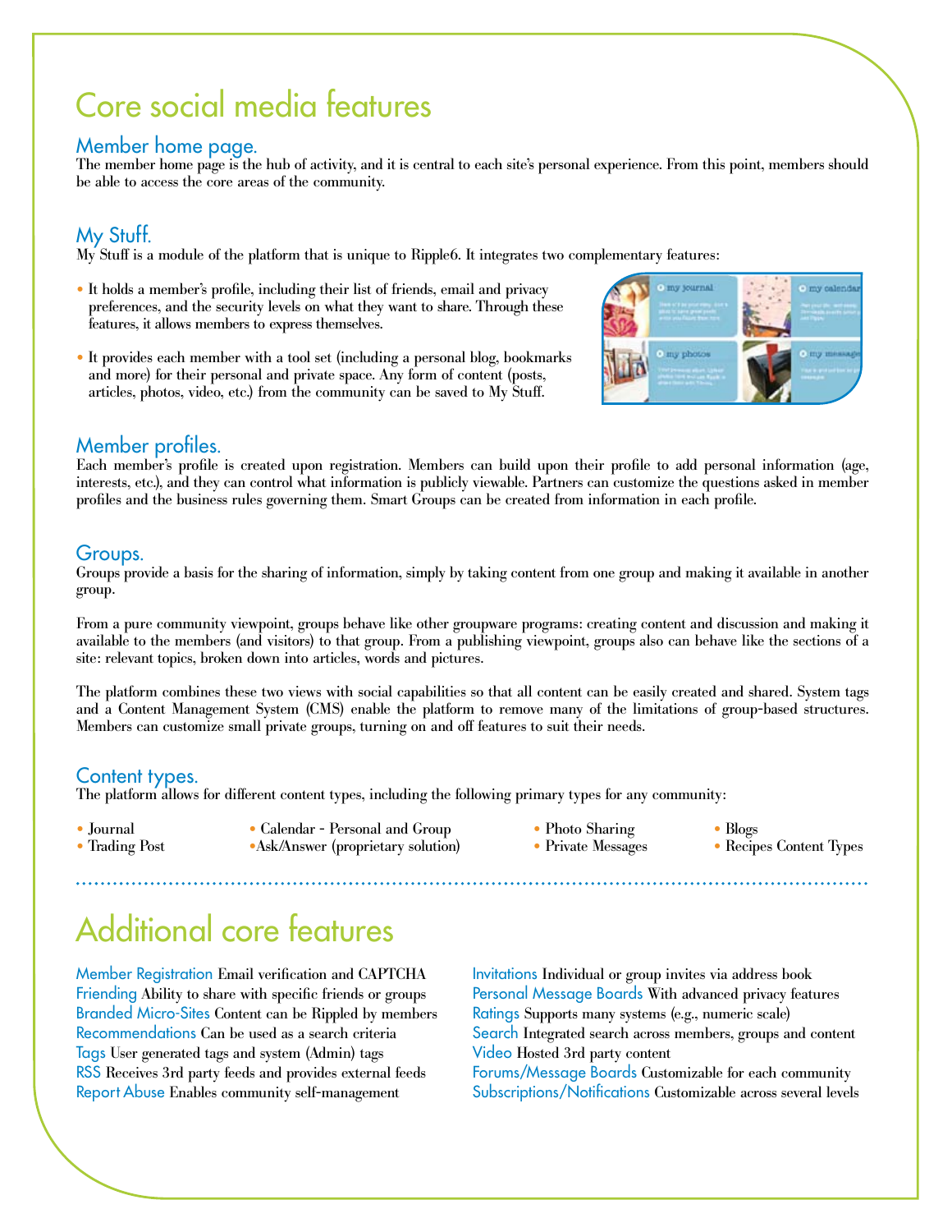# Core social media features

## Member home page.

The member home page is the hub of activity, and it is central to each site's personal experience. From this point, members should be able to access the core areas of the community.

## My Stuff.

My Stuff is a module of the platform that is unique to Ripple6. It integrates two complementary features:

- It holds a member's profile, including their list of friends, email and privacy preferences, and the security levels on what they want to share. Through these features, it allows members to express themselves.
- It provides each member with a tool set (including a personal blog, bookmarks and more) for their personal and private space. Any form of content (posts, articles, photos, video, etc.) from the community can be saved to My Stuff.

## Member profiles.

Each member's profile is created upon registration. Members can build upon their profile to add personal information (age, interests, etc.), and they can control what information is publicly viewable. Partners can customize the questions asked in member profiles and the business rules governing them. Smart Groups can be created from information in each profile.

## Groups.

Groups provide a basis for the sharing of information, simply by taking content from one group and making it available in another group.

From a pure community viewpoint, groups behave like other groupware programs: creating content and discussion and making it available to the members (and visitors) to that group. From a publishing viewpoint, groups also can behave like the sections of a site: relevant topics, broken down into articles, words and pictures.

The platform combines these two views with social capabilities so that all content can be easily created and shared. System tags and a Content Management System (CMS) enable the platform to remove many of the limitations of group-based structures. Members can customize small private groups, turning on and off features to suit their needs.

## Content types.

The platform allows for different content types, including the following primary types for any community:

- Journal
- Trading Post
- Calendar - Personal and Group
- Ask/Answer (proprietary solution)
- Photo Sharing
- Private Messages
- Blogs
- Recipes Content Types

# Additional core features

- **Member Registration** Email verification and CAPTCHA
- **Friending** Ability to share with specific friends or groups
- **Branded Micro-Sites** Content can be Rippled by members
- **Recommendations** Can be used as a search criteria
- **Tags** User generated tags and system (Admin) tags
- **RSS** Receives 3rd party feeds and provides external feeds
- **Report Abuse** Enables community self-management
- **Invitations** Individual or group invites via address book
- **Personal Message Boards** With advanced privacy features
- **Ratings** Supports many systems (e.g., numeric scale)
- **Search** Integrated search across members, groups and content
- **Video** Hosted 3rd party content
- **Forums/Message Boards** Customizable for each community
- **Subscriptions/Notifications** Customizable across several levels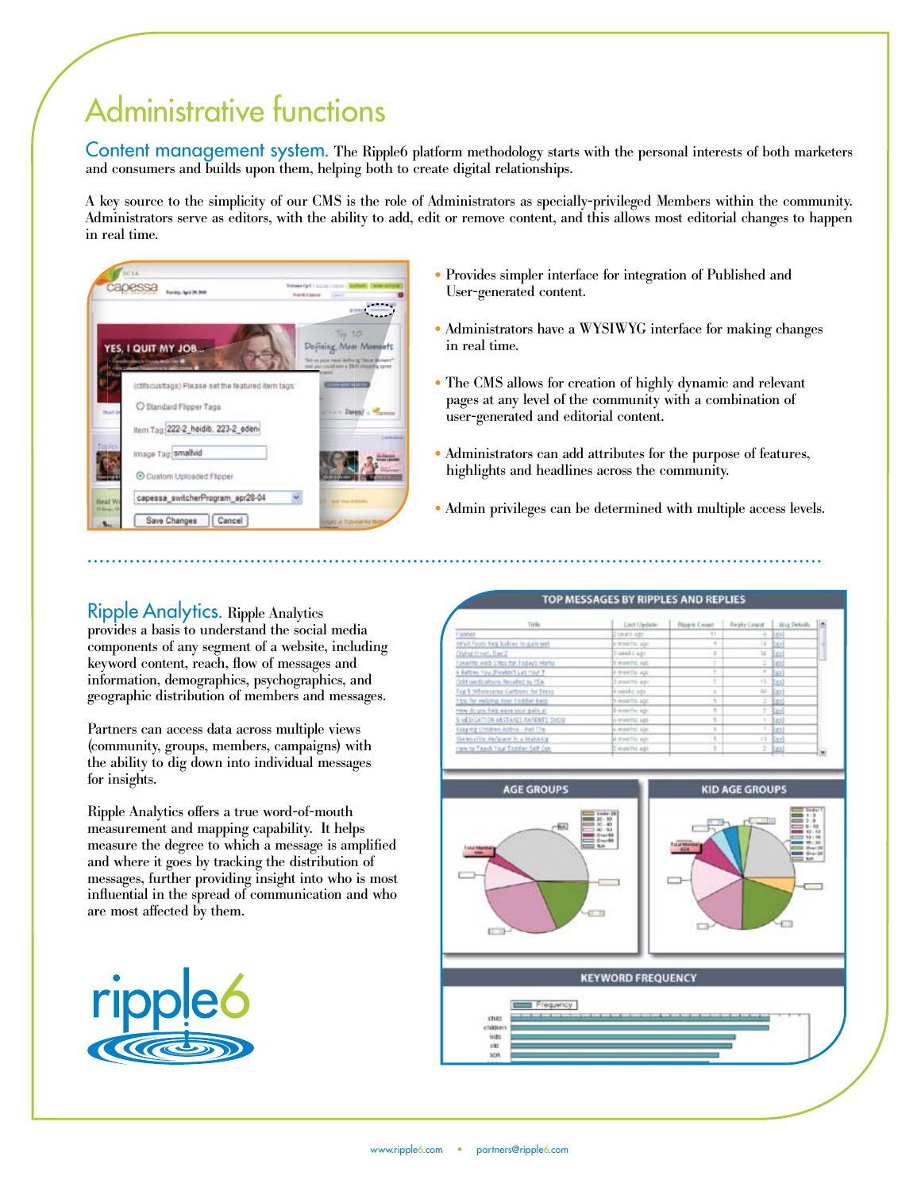# Administrative functions

## Content management system.

The Ripple6 platform methodology starts with the personal interests of both marketers and consumers and builds upon them, helping both to create digital relationships.

A key source to the simplicity of our CMS is the role of Administrators as specially-privileged Members within the community. Administrators serve as editors, with the ability to add, edit or remove content, and this allows most editorial changes to happen in real time.

- Provides simpler interface for integration of Published and User-generated content.
- Administrators have a WYSIWYG interface for making changes in real time.
- The CMS allows for creation of highly dynamic and relevant pages at any level of the community with a combination of user-generated and editorial content.
- Administrators can add attributes for the purpose of features, highlights and headlines across the community.
- Admin privileges can be determined with multiple access levels.

## Ripple Analytics.

Ripple Analytics provides a basis to understand the social media components of any segment of a website, including keyword content, reach, flow of messages and information, demographics, psychographics, and geographic distribution of members and messages.

Partners can access data across multiple views (community, groups, members, campaigns) with the ability to dig down into individual messages for insights.

Ripple Analytics offers a true word-of-mouth measurement and mapping capability. It helps measure the degree to which a message is amplified and where it goes by tracking the distribution of messages, further providing insight into who is most influential in the spread of communication and who are most affected by them.

TOP MESSAGES BY RIPPLES AND REPLIES

AGE GROUPS

KID AGE GROUPS

KEYWORD FREQUENCY

ripple6

www.ripple6.com • partners@ripple6.com